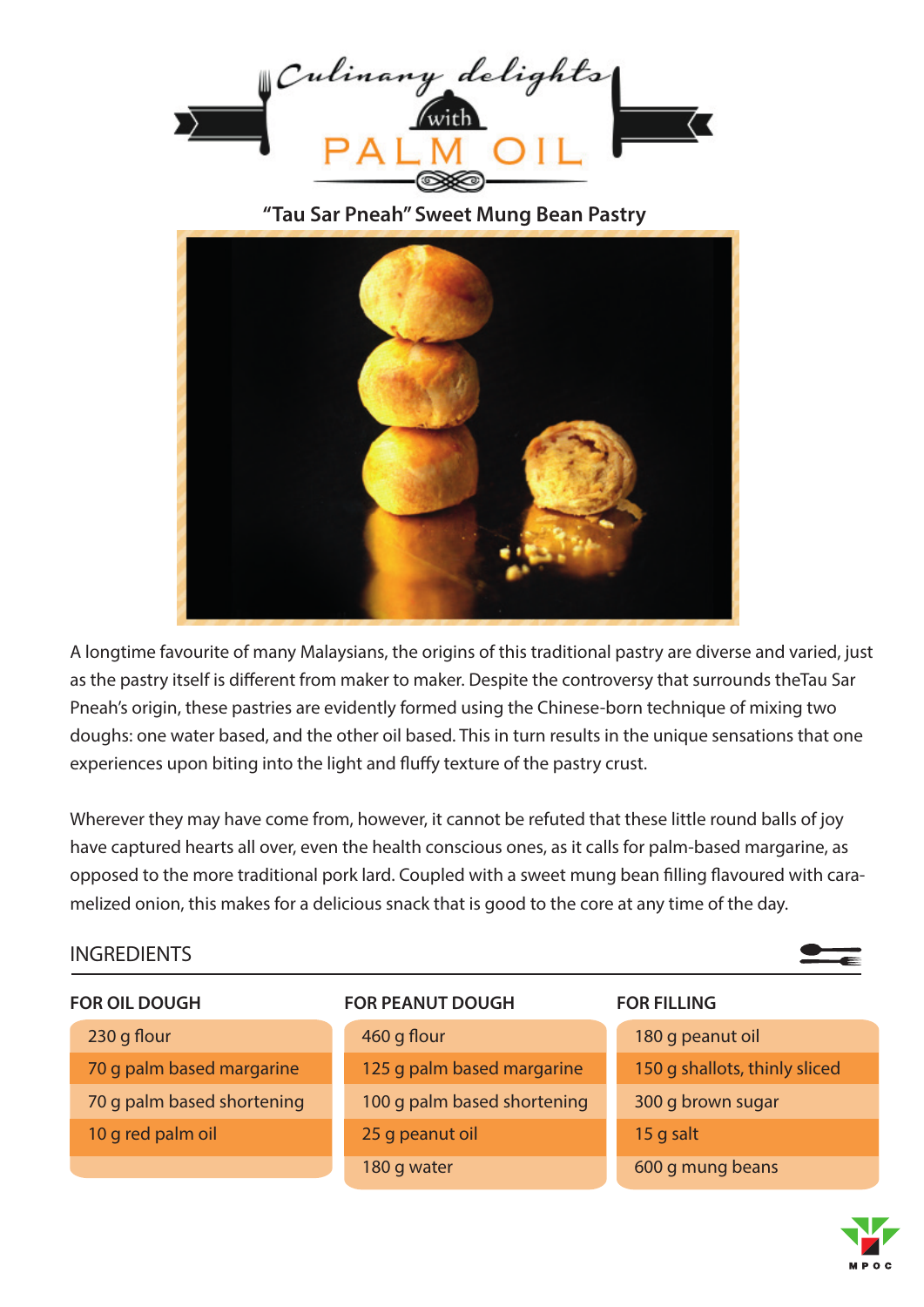# Culinary delights with PALM OIL

## "Tau Sar Pneah" Sweet Mung Bean Pastry

A longtime favourite of many Malaysians, the origins of this traditional pastry are diverse and varied, just as the pastry itself is different from maker to maker. Despite the controversy that surrounds theTau Sar Pneah's origin, these pastries are evidently formed using the Chinese-born technique of mixing two doughs: one water based, and the other oil based. This in turn results in the unique sensations that one experiences upon biting into the light and fluffy texture of the pastry crust.

Wherever they may have come from, however, it cannot be refuted that these little round balls of joy have captured hearts all over, even the health conscious ones, as it calls for palm-based margarine, as opposed to the more traditional pork lard. Coupled with a sweet mung bean filling flavoured with caramelized onion, this makes for a delicious snack that is good to the core at any time of the day.

## INGREDIENTS

| FOR OIL DOUGH | FOR PEANUT DOUGH | FOR FILLING |
|---|---|---|
| 230 g flour | 460 g flour | 180 g peanut oil |
| 70 g palm based margarine | 125 g palm based margarine | 150 g shallots, thinly sliced |
| 70 g palm based shortening | 100 g palm based shortening | 300 g brown sugar |
| 10 g red palm oil | 25 g peanut oil | 15 g salt |
| | 180 g water | 600 g mung beans |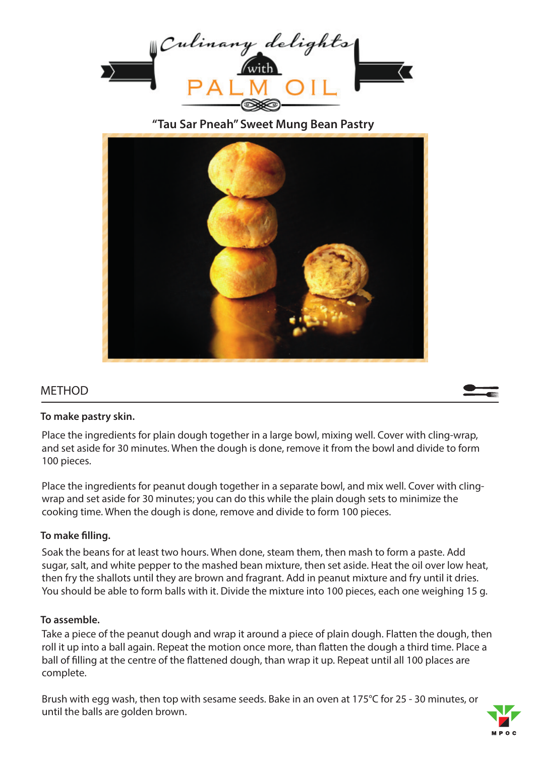Culinary delights with PALM OIL

## "Tau Sar Pneah" Sweet Mung Bean Pastry

## METHOD

**To make pastry skin.**

Place the ingredients for plain dough together in a large bowl, mixing well. Cover with cling-wrap, and set aside for 30 minutes. When the dough is done, remove it from the bowl and divide to form 100 pieces.

Place the ingredients for peanut dough together in a separate bowl, and mix well. Cover with cling-wrap and set aside for 30 minutes; you can do this while the plain dough sets to minimize the cooking time. When the dough is done, remove and divide to form 100 pieces.

**To make filling.**

Soak the beans for at least two hours. When done, steam them, then mash to form a paste. Add sugar, salt, and white pepper to the mashed bean mixture, then set aside. Heat the oil over low heat, then fry the shallots until they are brown and fragrant. Add in peanut mixture and fry until it dries. You should be able to form balls with it. Divide the mixture into 100 pieces, each one weighing 15 g.

**To assemble.**

Take a piece of the peanut dough and wrap it around a piece of plain dough. Flatten the dough, then roll it up into a ball again. Repeat the motion once more, than flatten the dough a third time. Place a ball of filling at the centre of the flattened dough, than wrap it up. Repeat until all 100 places are complete.

Brush with egg wash, then top with sesame seeds. Bake in an oven at 175°C for 25 - 30 minutes, or until the balls are golden brown.

MPOC